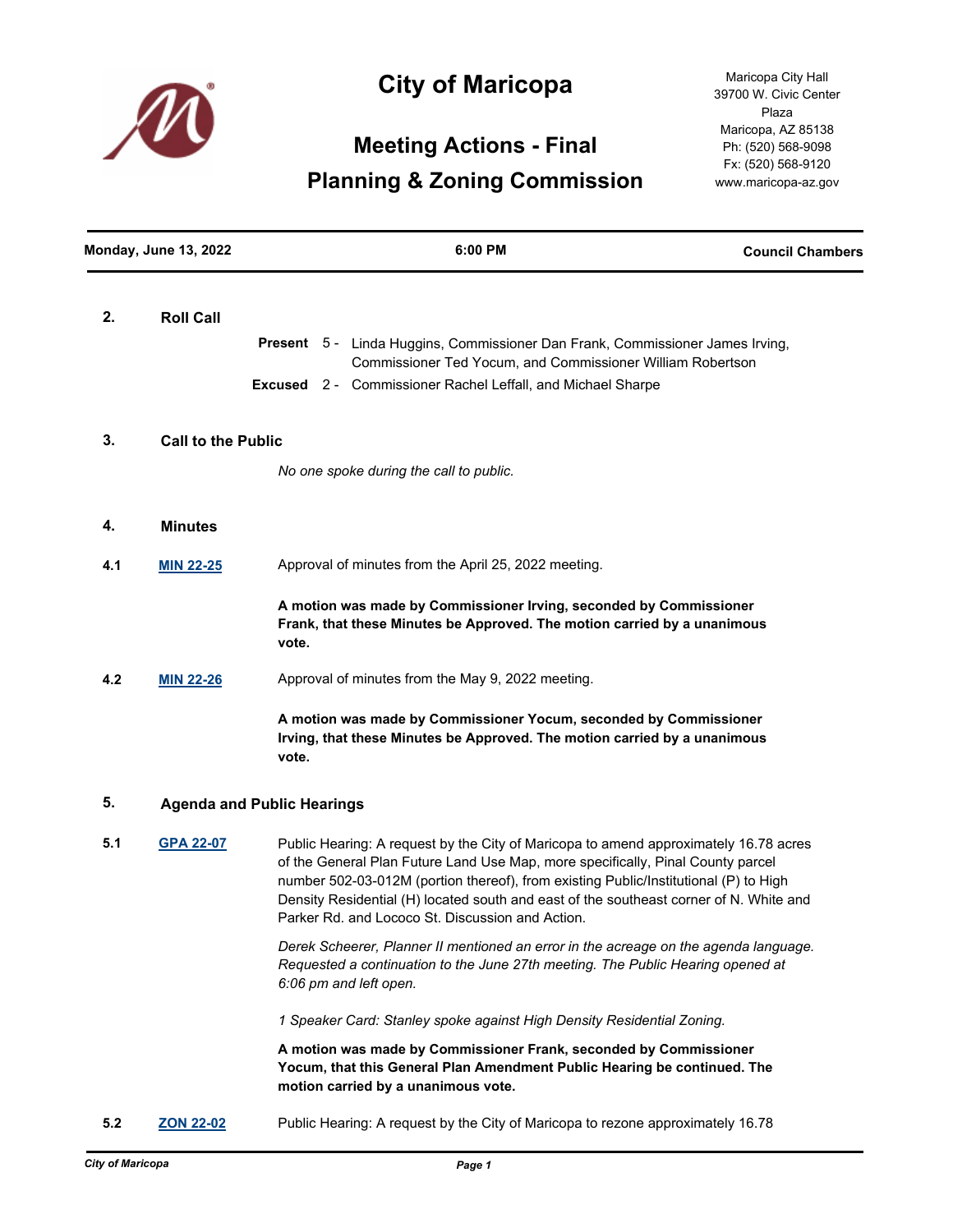# City of Maricopa

## Meeting Actions - Final

## Planning & Zoning Commission

Maricopa City Hall
39700 W. Civic Center Plaza
Maricopa, AZ 85138
Ph: (520) 568-9098
Fx: (520) 568-9120
www.maricopa-az.gov

**Monday, June 13, 2022** | **6:00 PM** | **Council Chambers**

---

### 2. Roll Call

**Present** 5 - Linda Huggins, Commissioner Dan Frank, Commissioner James Irving, Commissioner Ted Yocum, and Commissioner William Robertson

**Excused** 2 - Commissioner Rachel Leffall, and Michael Sharpe

### 3. Call to the Public

*No one spoke during the call to public.*

### 4. Minutes

**4.1** **MIN 22-25** Approval of minutes from the April 25, 2022 meeting.

**A motion was made by Commissioner Irving, seconded by Commissioner Frank, that these Minutes be Approved. The motion carried by a unanimous vote.**

**4.2** **MIN 22-26** Approval of minutes from the May 9, 2022 meeting.

**A motion was made by Commissioner Yocum, seconded by Commissioner Irving, that these Minutes be Approved. The motion carried by a unanimous vote.**

### 5. Agenda and Public Hearings

**5.1** **GPA 22-07** Public Hearing: A request by the City of Maricopa to amend approximately 16.78 acres of the General Plan Future Land Use Map, more specifically, Pinal County parcel number 502-03-012M (portion thereof), from existing Public/Institutional (P) to High Density Residential (H) located south and east of the southeast corner of N. White and Parker Rd. and Lococo St. Discussion and Action.

*Derek Scheerer, Planner II mentioned an error in the acreage on the agenda language. Requested a continuation to the June 27th meeting. The Public Hearing opened at 6:06 pm and left open.*

*1 Speaker Card: Stanley spoke against High Density Residential Zoning.*

**A motion was made by Commissioner Frank, seconded by Commissioner Yocum, that this General Plan Amendment Public Hearing be continued. The motion carried by a unanimous vote.**

**5.2** **ZON 22-02** Public Hearing: A request by the City of Maricopa to rezone approximately 16.78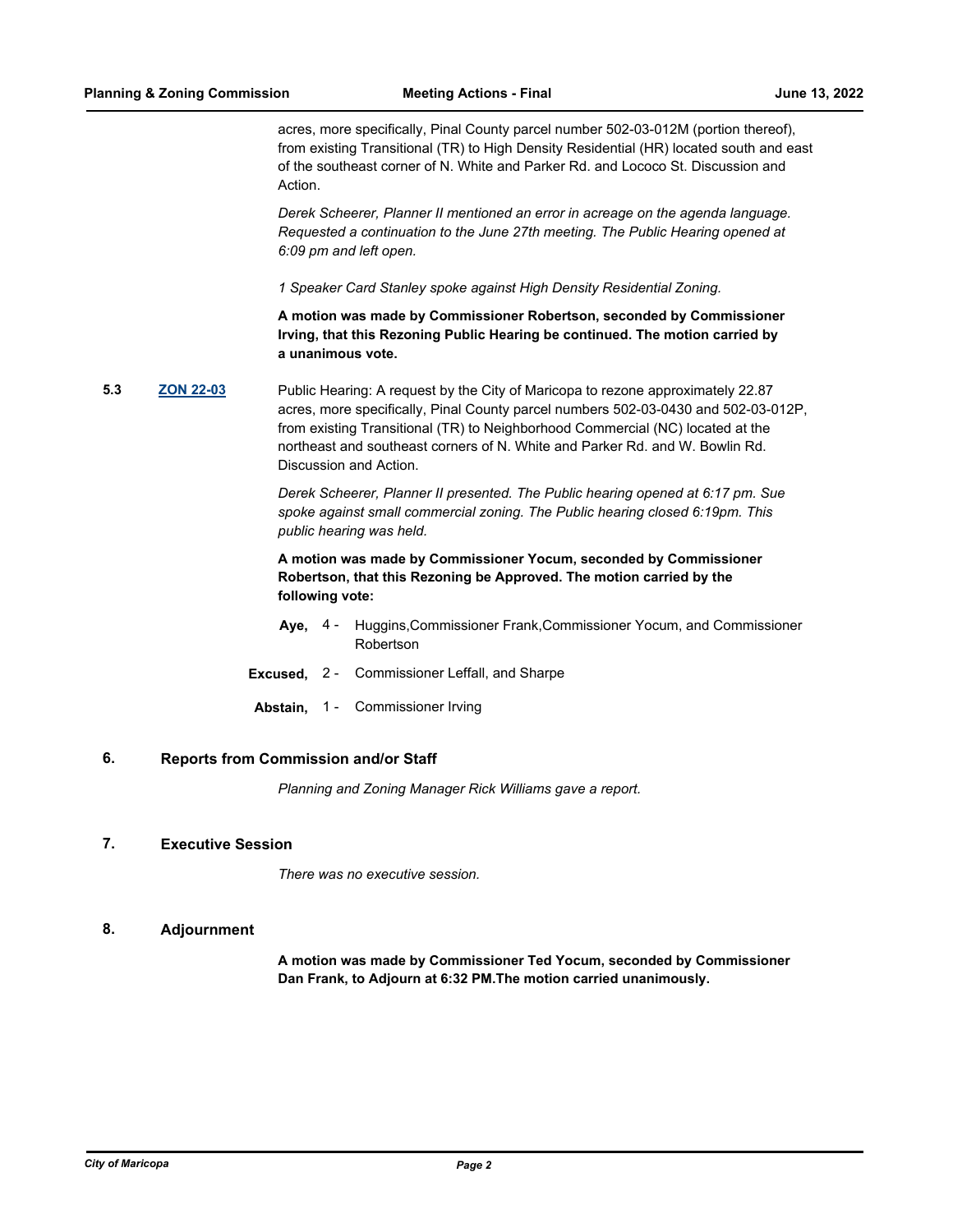acres, more specifically, Pinal County parcel number 502-03-012M (portion thereof), from existing Transitional (TR) to High Density Residential (HR) located south and east of the southeast corner of N. White and Parker Rd. and Lococo St. Discussion and Action.

*Derek Scheerer, Planner II mentioned an error in acreage on the agenda language. Requested a continuation to the June 27th meeting. The Public Hearing opened at 6:09 pm and left open.*

*1 Speaker Card Stanley spoke against High Density Residential Zoning.*

**A motion was made by Commissioner Robertson, seconded by Commissioner Irving, that this Rezoning Public Hearing be continued. The motion carried by a unanimous vote.**

**5.3** [ZON 22-03]

Public Hearing: A request by the City of Maricopa to rezone approximately 22.87 acres, more specifically, Pinal County parcel numbers 502-03-0430 and 502-03-012P, from existing Transitional (TR) to Neighborhood Commercial (NC) located at the northeast and southeast corners of N. White and Parker Rd. and W. Bowlin Rd. Discussion and Action.

*Derek Scheerer, Planner II presented. The Public hearing opened at 6:17 pm. Sue spoke against small commercial zoning. The Public hearing closed 6:19pm. This public hearing was held.*

**A motion was made by Commissioner Yocum, seconded by Commissioner Robertson, that this Rezoning be Approved. The motion carried by the following vote:**

**Aye,** 4 - Huggins,Commissioner Frank,Commissioner Yocum, and Commissioner Robertson

**Excused,** 2 - Commissioner Leffall, and Sharpe

**Abstain,** 1 - Commissioner Irving

## 6. Reports from Commission and/or Staff

*Planning and Zoning Manager Rick Williams gave a report.*

## 7. Executive Session

*There was no executive session.*

## 8. Adjournment

**A motion was made by Commissioner Ted Yocum, seconded by Commissioner Dan Frank, to Adjourn at 6:32 PM.The motion carried unanimously.**